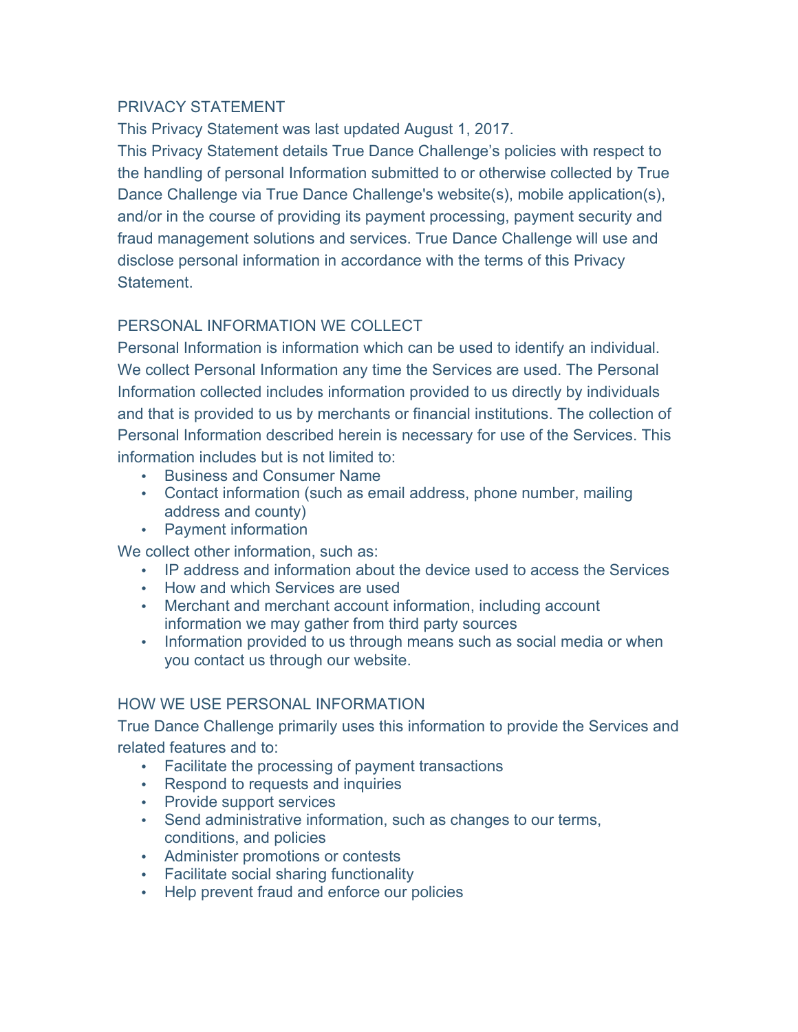## PRIVACY STATEMENT

This Privacy Statement was last updated August 1, 2017.

This Privacy Statement details True Dance Challenge's policies with respect to the handling of personal Information submitted to or otherwise collected by True Dance Challenge via True Dance Challenge's website(s), mobile application(s), and/or in the course of providing its payment processing, payment security and fraud management solutions and services. True Dance Challenge will use and disclose personal information in accordance with the terms of this Privacy Statement.

## PERSONAL INFORMATION WE COLLECT

Personal Information is information which can be used to identify an individual. We collect Personal Information any time the Services are used. The Personal Information collected includes information provided to us directly by individuals and that is provided to us by merchants or financial institutions. The collection of Personal Information described herein is necessary for use of the Services. This information includes but is not limited to:

- Business and Consumer Name
- Contact information (such as email address, phone number, mailing address and county)
- Payment information

We collect other information, such as:

- IP address and information about the device used to access the Services
- How and which Services are used
- Merchant and merchant account information, including account information we may gather from third party sources
- Information provided to us through means such as social media or when you contact us through our website.

## HOW WE USE PERSONAL INFORMATION

True Dance Challenge primarily uses this information to provide the Services and related features and to:

- Facilitate the processing of payment transactions
- Respond to requests and inquiries
- Provide support services
- Send administrative information, such as changes to our terms, conditions, and policies
- Administer promotions or contests
- Facilitate social sharing functionality
- Help prevent fraud and enforce our policies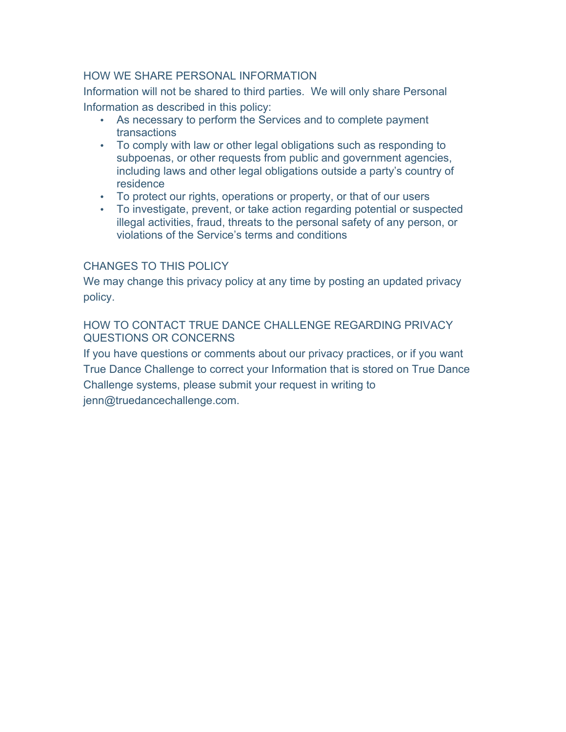## HOW WE SHARE PERSONAL INFORMATION

Information will not be shared to third parties. We will only share Personal Information as described in this policy:

- As necessary to perform the Services and to complete payment transactions
- To comply with law or other legal obligations such as responding to subpoenas, or other requests from public and government agencies, including laws and other legal obligations outside a party's country of residence
- To protect our rights, operations or property, or that of our users
- To investigate, prevent, or take action regarding potential or suspected illegal activities, fraud, threats to the personal safety of any person, or violations of the Service's terms and conditions

## CHANGES TO THIS POLICY

We may change this privacy policy at any time by posting an updated privacy policy.

## HOW TO CONTACT TRUE DANCE CHALLENGE REGARDING PRIVACY QUESTIONS OR CONCERNS

If you have questions or comments about our privacy practices, or if you want True Dance Challenge to correct your Information that is stored on True Dance Challenge systems, please submit your request in writing to jenn@truedancechallenge.com.